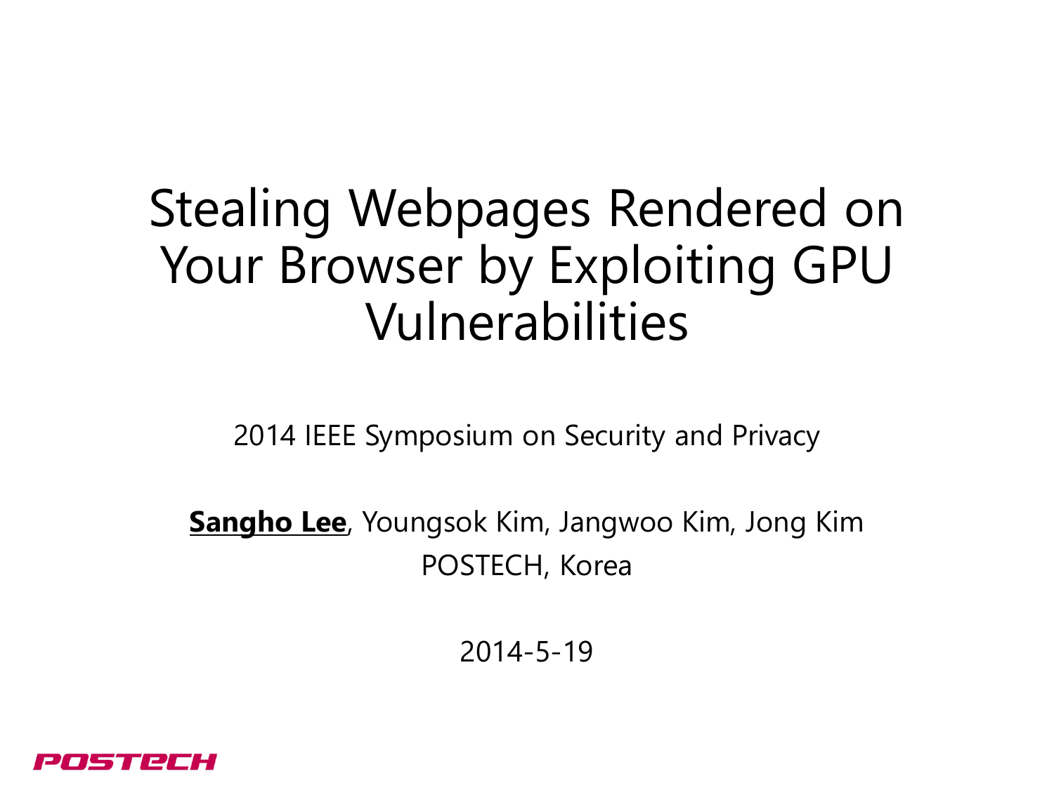# Stealing Webpages Rendered on Your Browser by Exploiting GPU Vulnerabilities

2014 IEEE Symposium on Security and Privacy

**Sangho Lee**, Youngsok Kim, Jangwoo Kim, Jong Kim

POSTECH, Korea

2014-5-19

POSTECH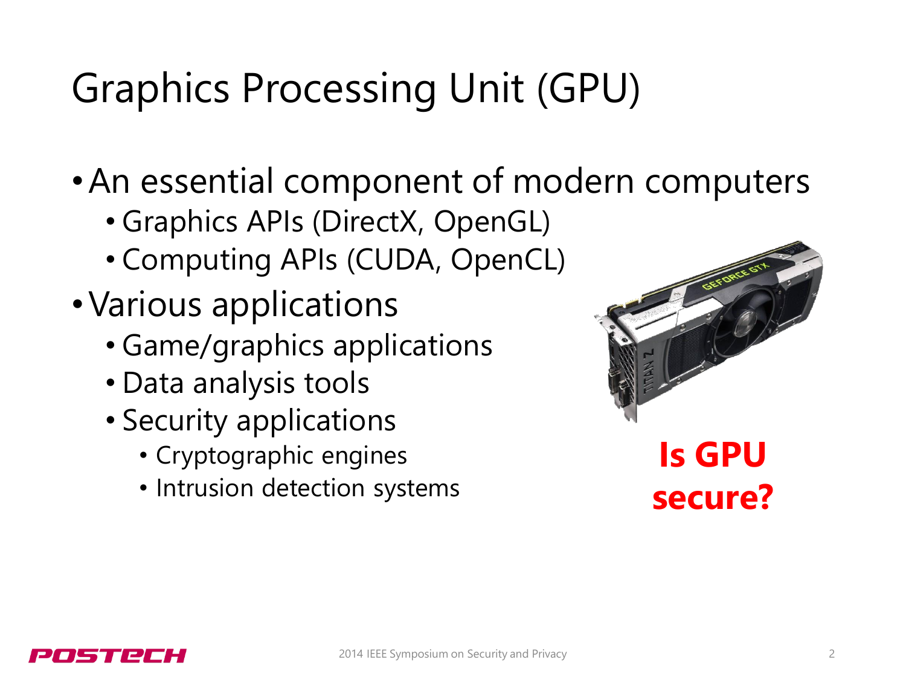# Graphics Processing Unit (GPU)

- An essential component of modern computers
  - Graphics APIs (DirectX, OpenGL)
  - Computing APIs (CUDA, OpenCL)
- Various applications
  - Game/graphics applications
  - Data analysis tools
  - Security applications
    - Cryptographic engines
    - Intrusion detection systems

**Is GPU secure?**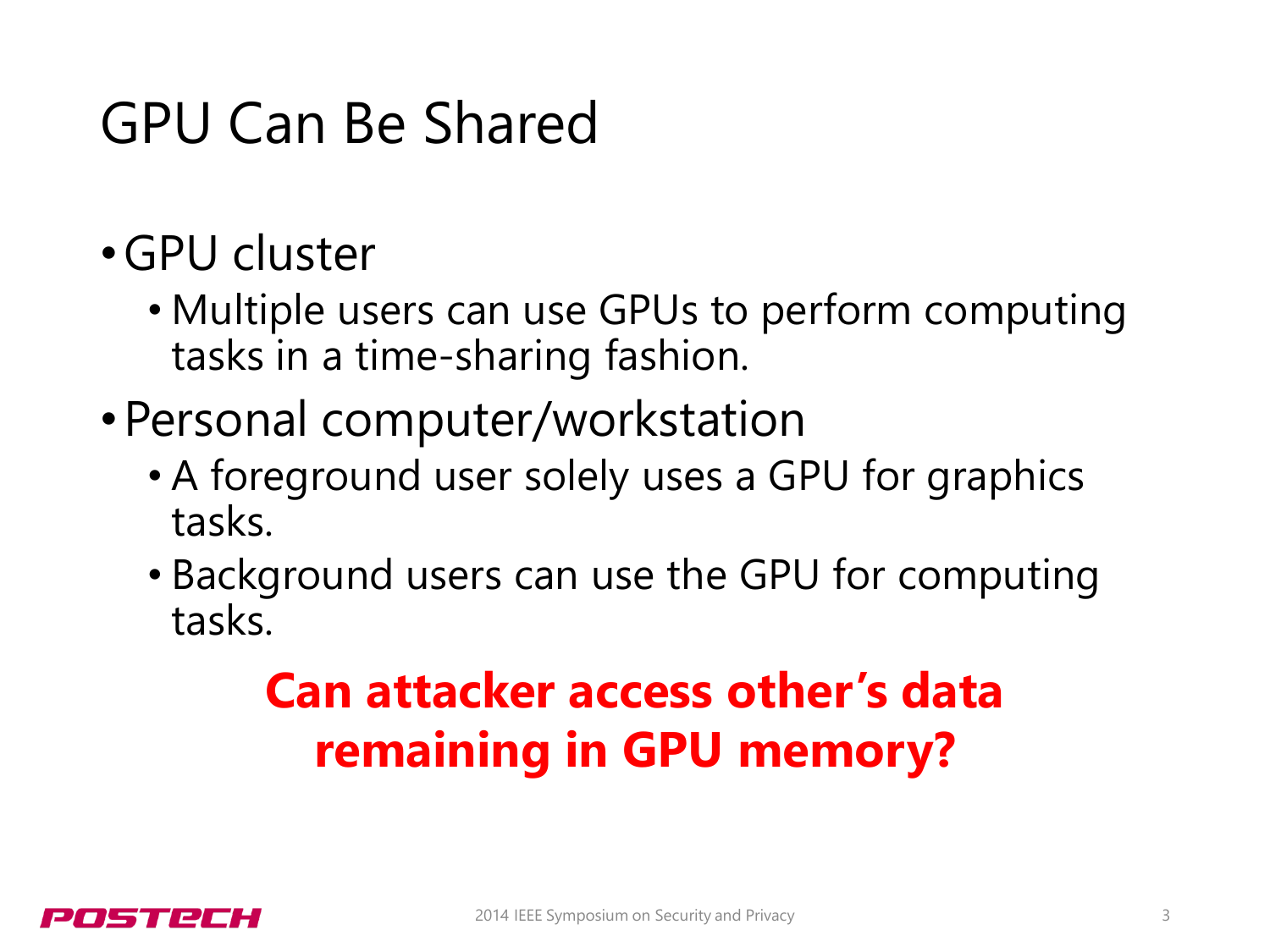# GPU Can Be Shared

- GPU cluster
  - Multiple users can use GPUs to perform computing tasks in a time-sharing fashion.
- Personal computer/workstation
  - A foreground user solely uses a GPU for graphics tasks.
  - Background users can use the GPU for computing tasks.

**Can attacker access other's data remaining in GPU memory?**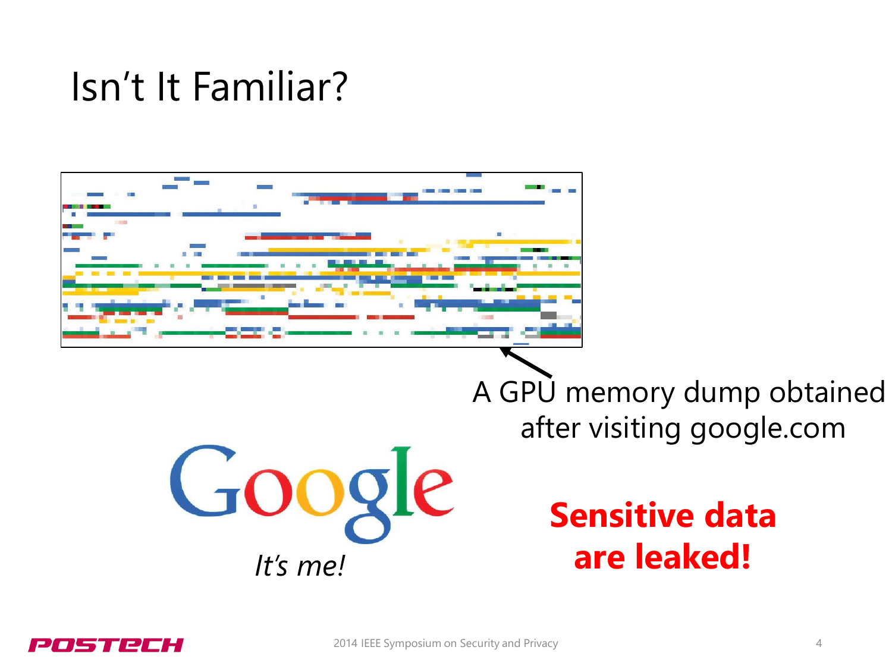# Isn't It Familiar?

A GPU memory dump obtained after visiting google.com

*It's me!*

**Sensitive data are leaked!**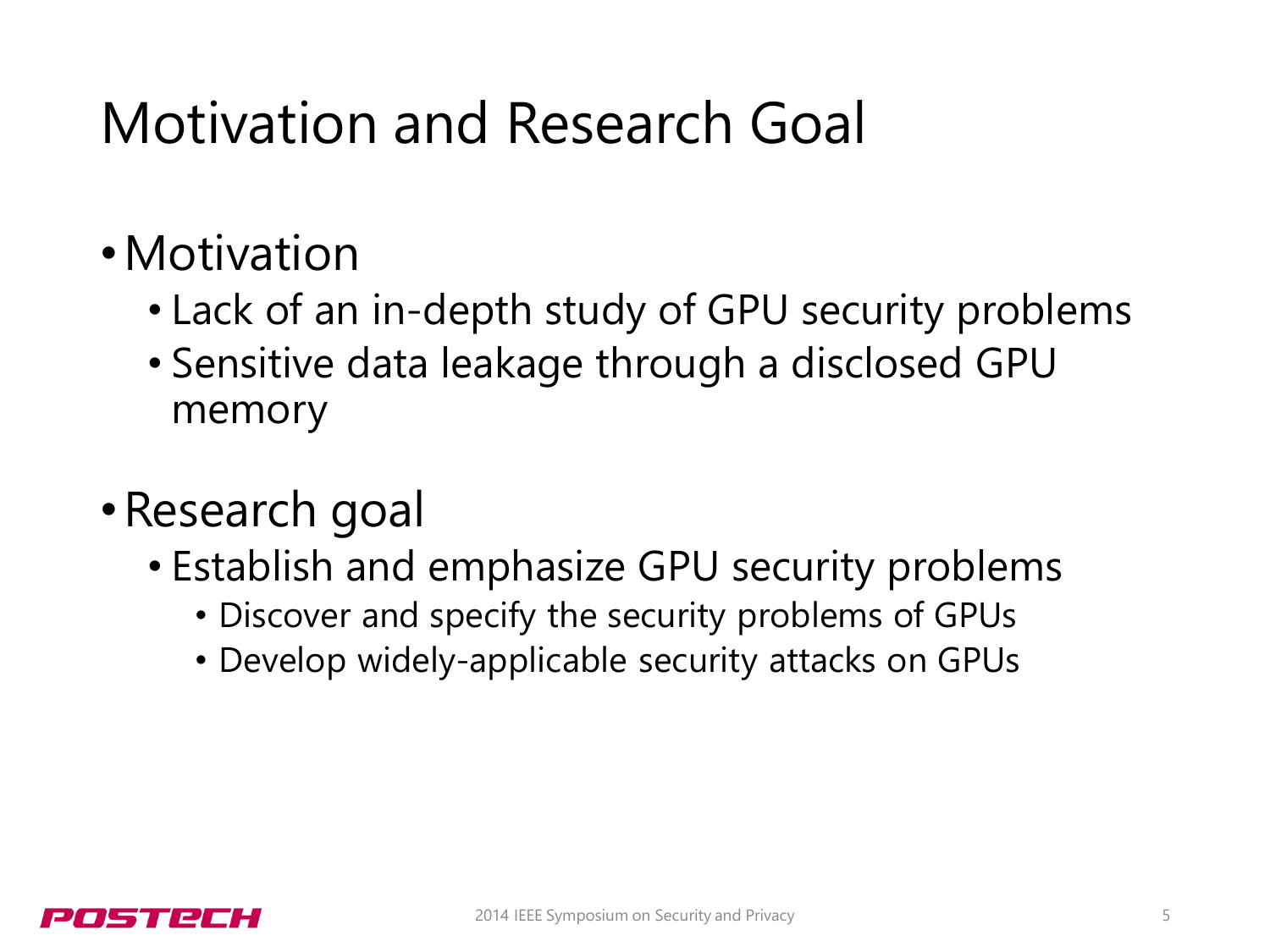# Motivation and Research Goal

- Motivation
  - Lack of an in-depth study of GPU security problems
  - Sensitive data leakage through a disclosed GPU memory
- Research goal
  - Establish and emphasize GPU security problems
    - Discover and specify the security problems of GPUs
    - Develop widely-applicable security attacks on GPUs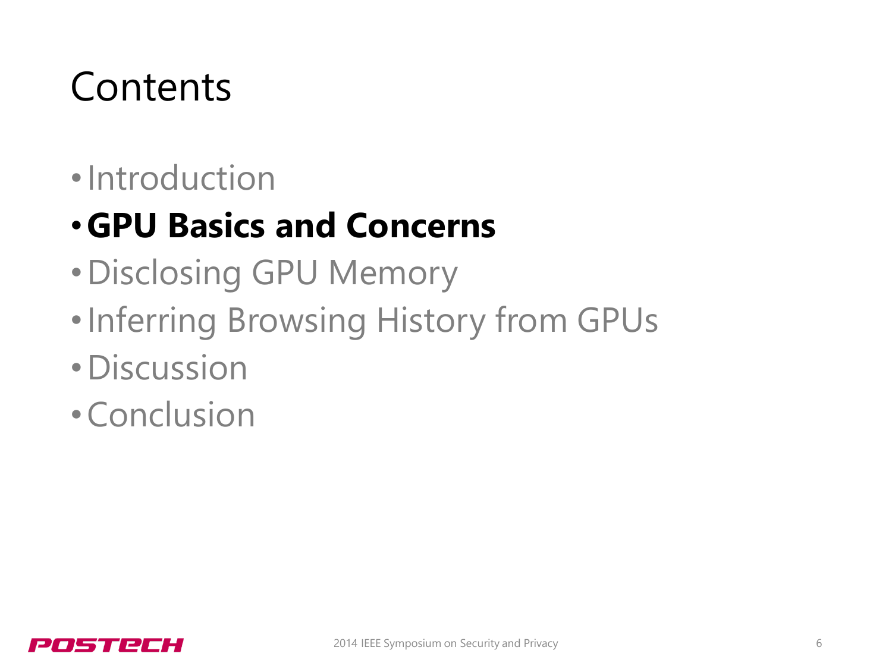# Contents

- Introduction
- **GPU Basics and Concerns**
- Disclosing GPU Memory
- Inferring Browsing History from GPUs
- Discussion
- Conclusion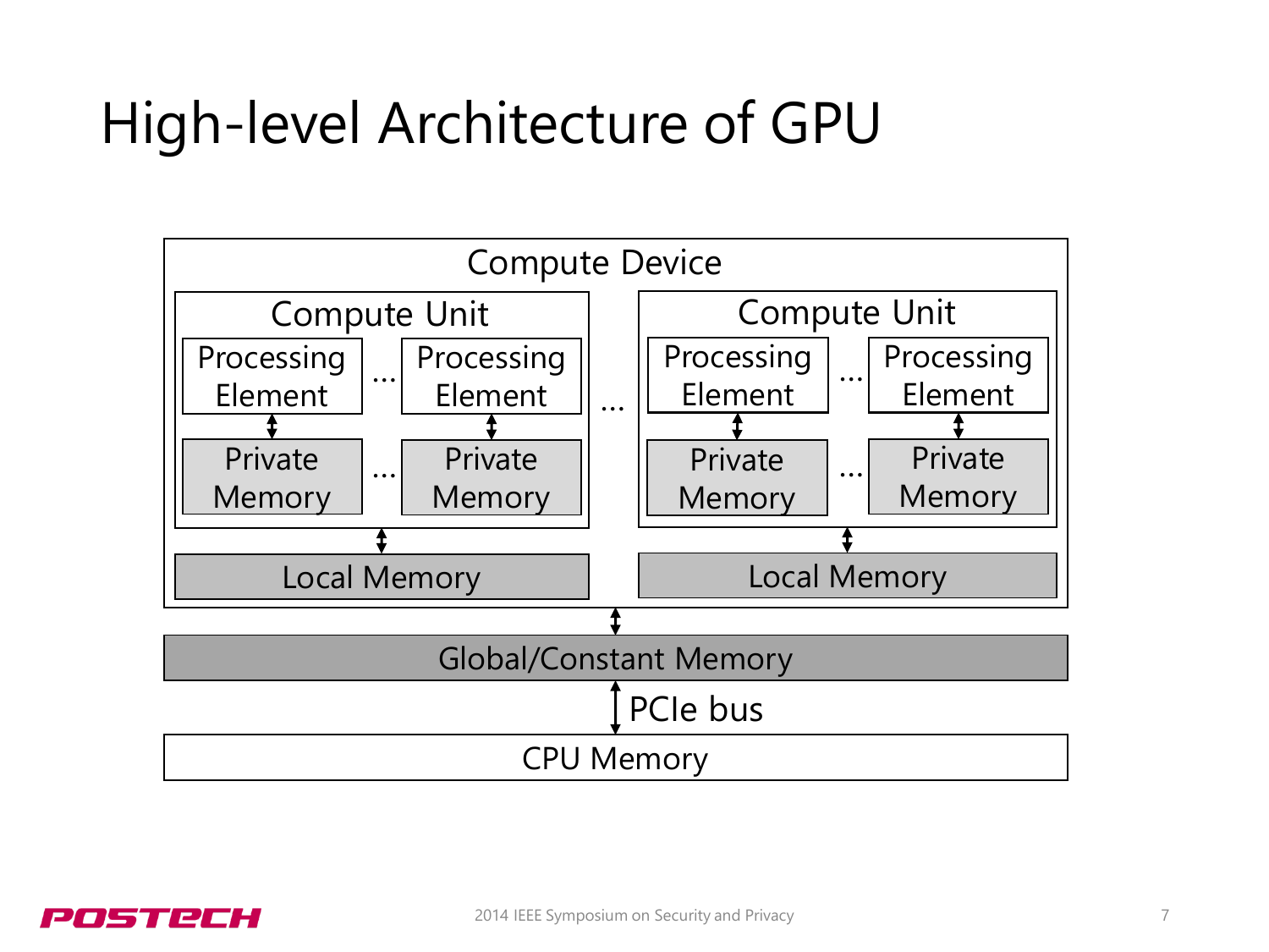# High-level Architecture of GPU

Compute Device

Compute Unit

Processing Element … Processing Element

Private Memory … Private Memory

Local Memory

…

Compute Unit

Processing Element … Processing Element

Private Memory … Private Memory

Local Memory

Global/Constant Memory

PCIe bus

CPU Memory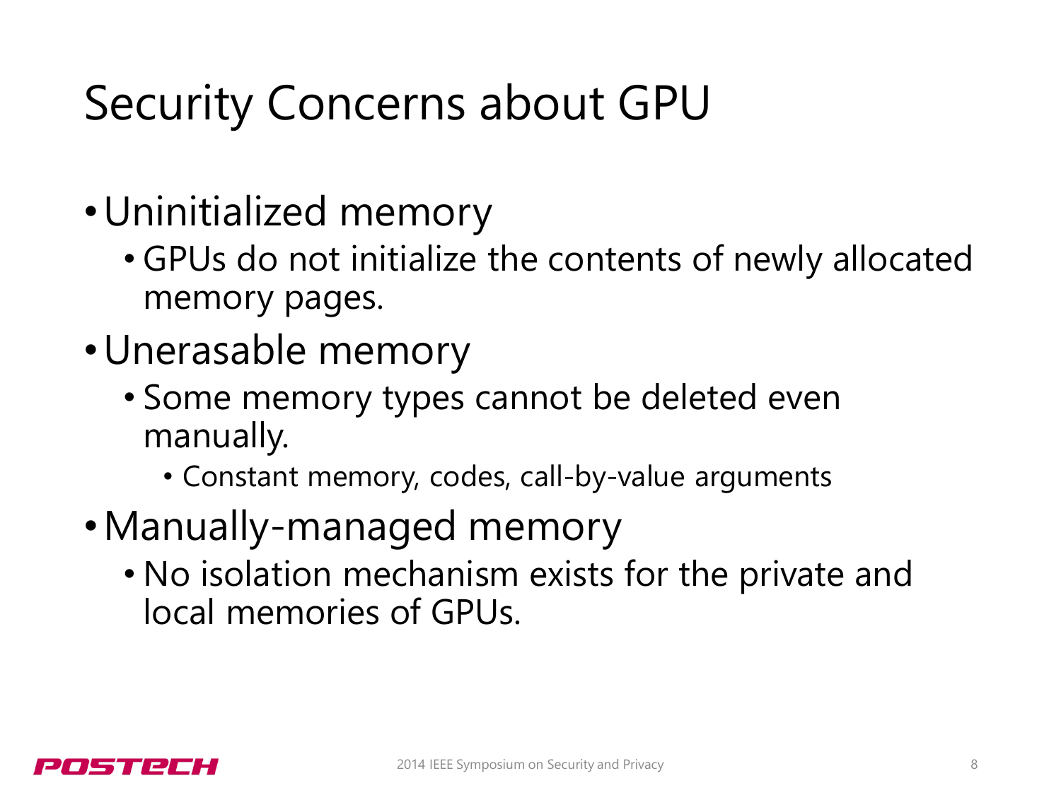# Security Concerns about GPU

- Uninitialized memory
  - GPUs do not initialize the contents of newly allocated memory pages.
- Unerasable memory
  - Some memory types cannot be deleted even manually.
    - Constant memory, codes, call-by-value arguments
- Manually-managed memory
  - No isolation mechanism exists for the private and local memories of GPUs.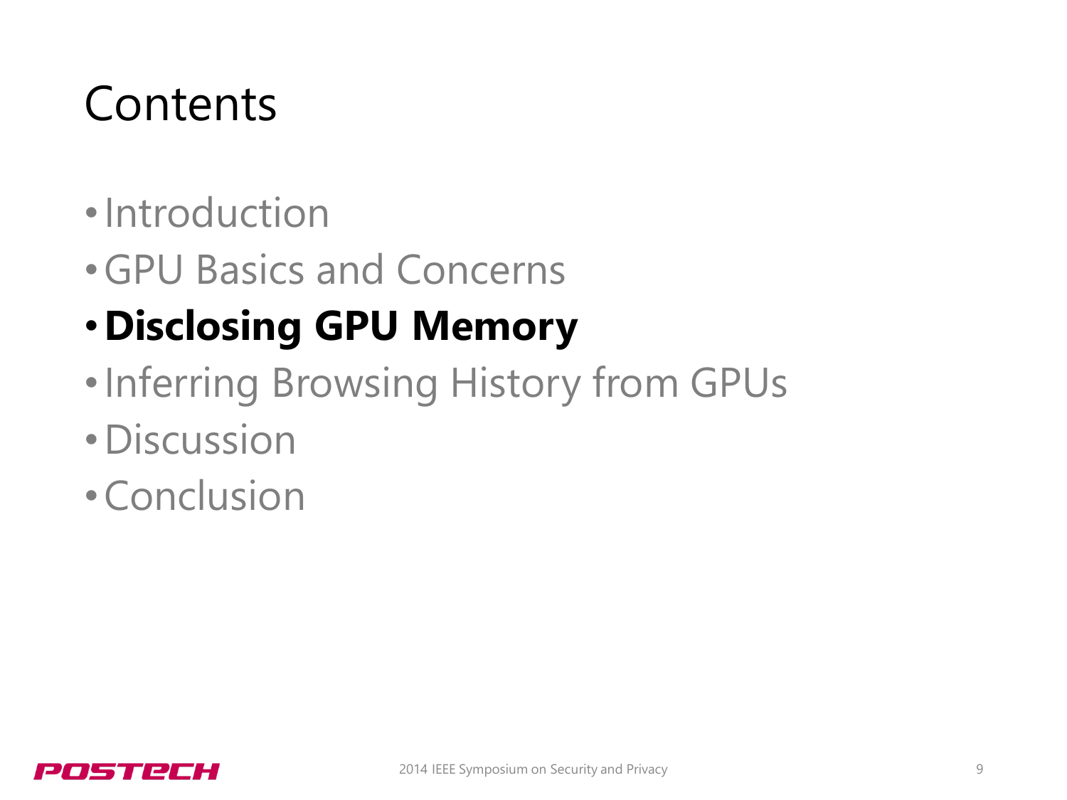# Contents

- Introduction
- GPU Basics and Concerns
- **Disclosing GPU Memory**
- Inferring Browsing History from GPUs
- Discussion
- Conclusion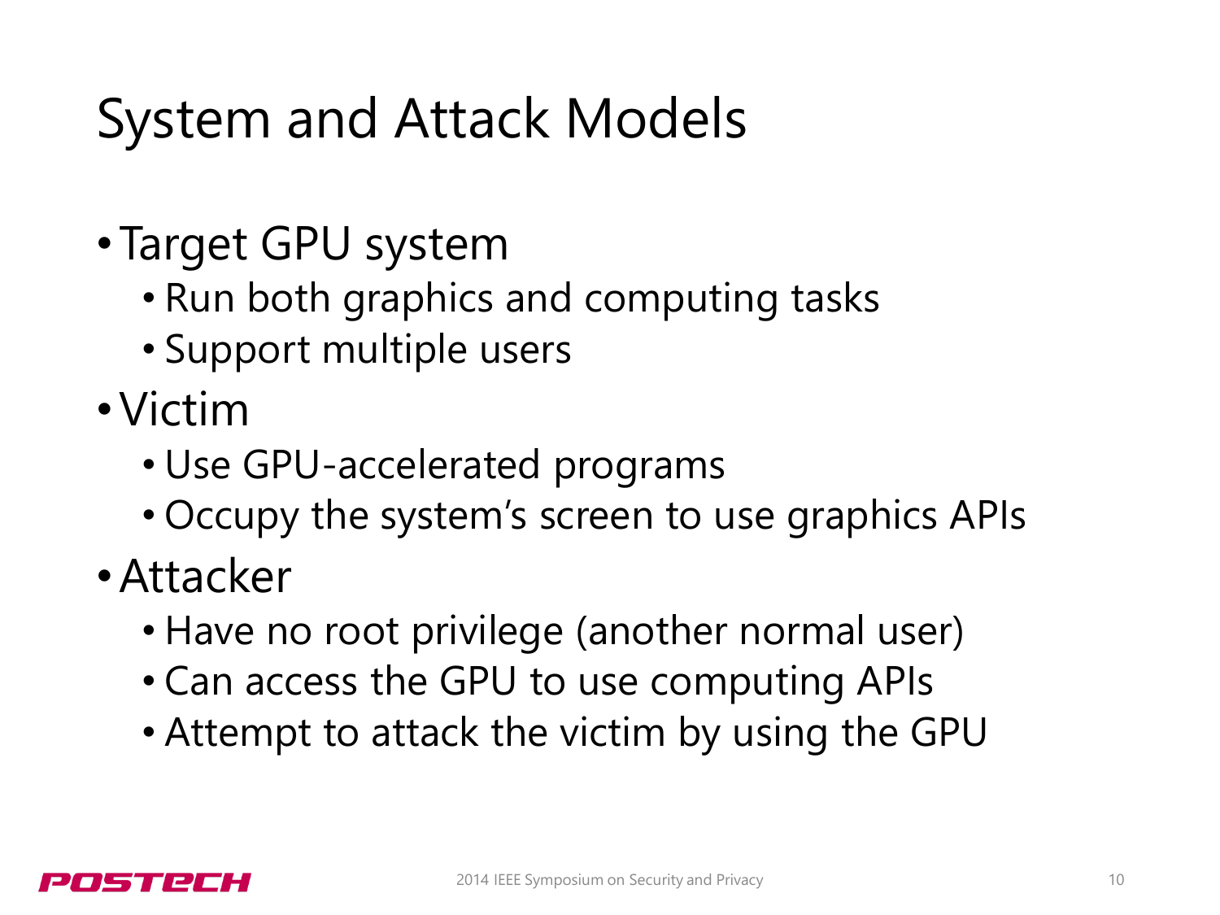# System and Attack Models

- Target GPU system
  - Run both graphics and computing tasks
  - Support multiple users
- Victim
  - Use GPU-accelerated programs
  - Occupy the system's screen to use graphics APIs
- Attacker
  - Have no root privilege (another normal user)
  - Can access the GPU to use computing APIs
  - Attempt to attack the victim by using the GPU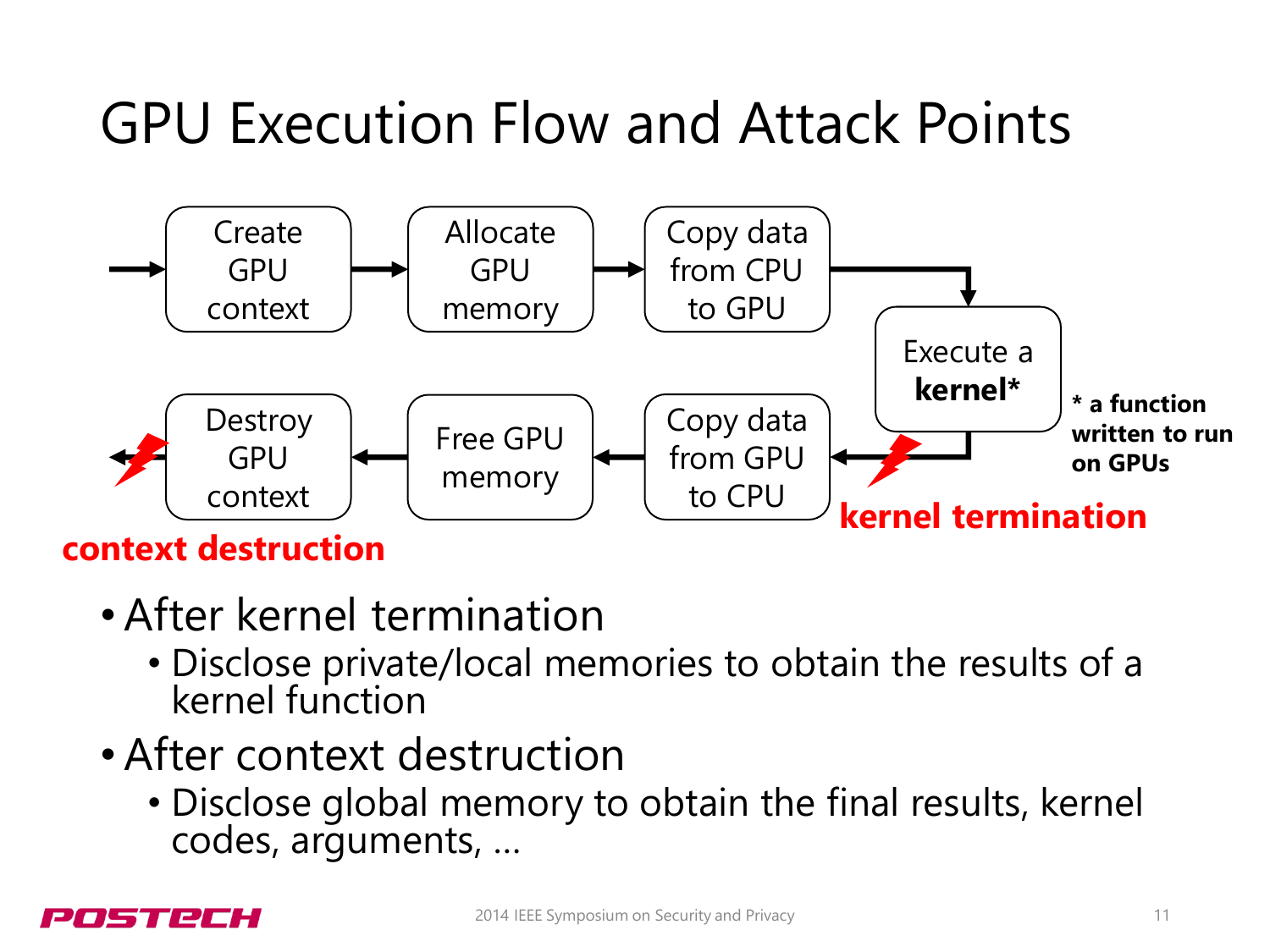# GPU Execution Flow and Attack Points

Create GPU context

Allocate GPU memory

Copy data from CPU to GPU

Execute a **kernel***

**\* a function written to run on GPUs**

Copy data from GPU to CPU

Free GPU memory

Destroy GPU context

**kernel termination**

**context destruction**

- After kernel termination
  - Disclose private/local memories to obtain the results of a kernel function
- After context destruction
  - Disclose global memory to obtain the final results, kernel codes, arguments, …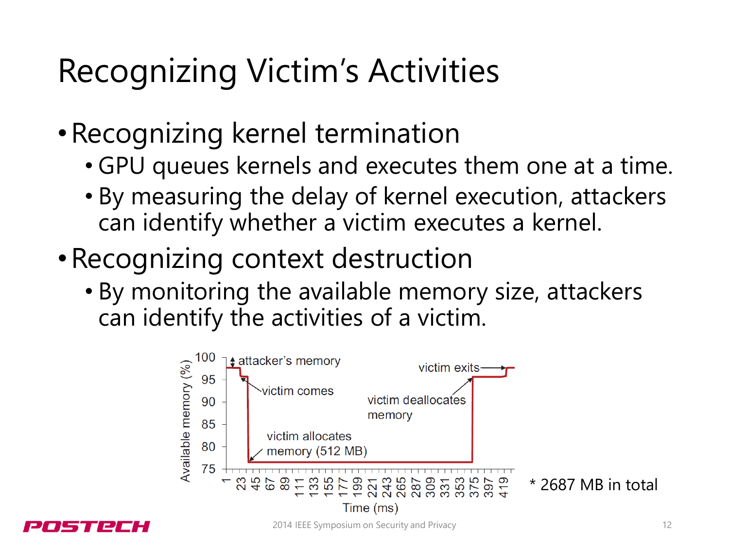# Recognizing Victim's Activities

- Recognizing kernel termination
  - GPU queues kernels and executes them one at a time.
  - By measuring the delay of kernel execution, attackers can identify whether a victim executes a kernel.
- Recognizing context destruction
  - By monitoring the available memory size, attackers can identify the activities of a victim.

Available memory (%)
100
95
90
85
80
75
attacker's memory
victim comes
victim allocates memory (512 MB)
victim deallocates memory
victim exits
1 23 45 67 89 111 133 155 177 199 221 243 265 287 309 331 353 375 397 419
Time (ms)

* 2687 MB in total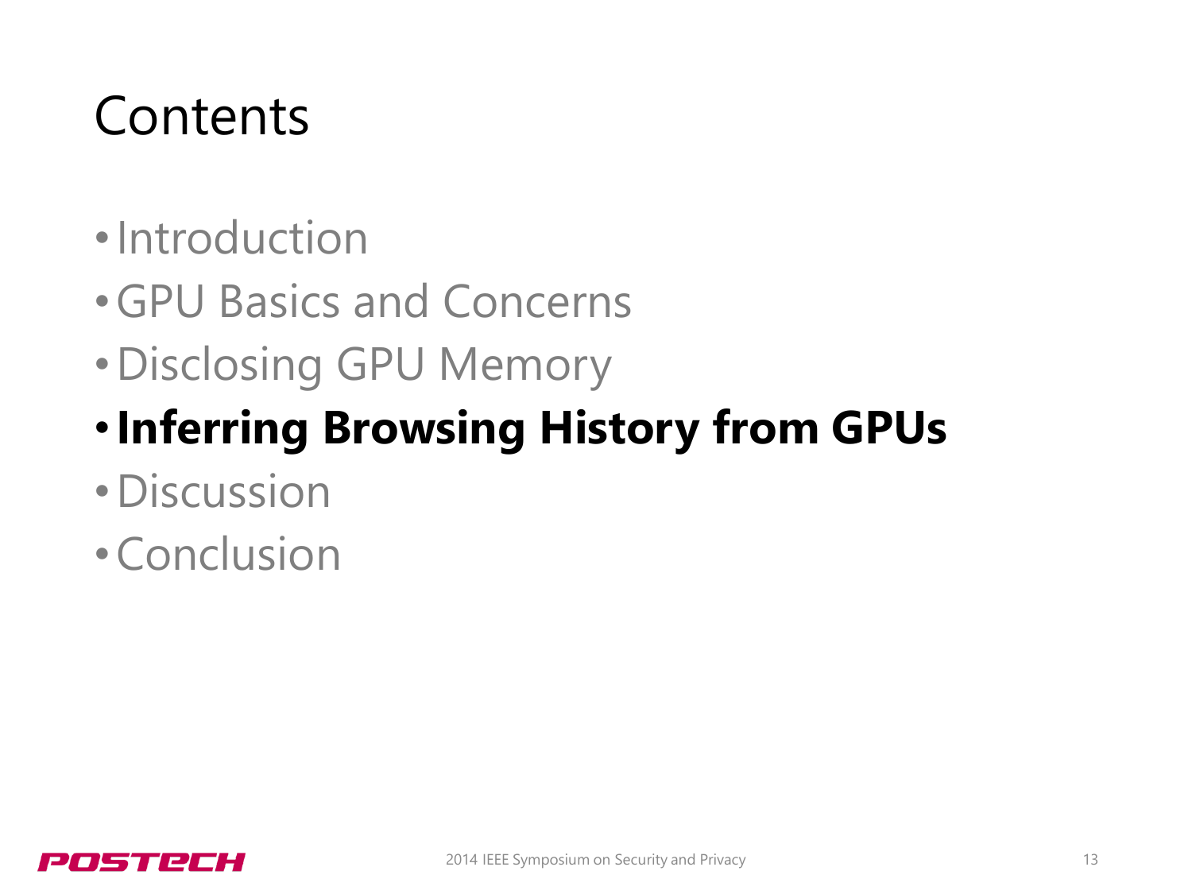# Contents

- Introduction
- GPU Basics and Concerns
- Disclosing GPU Memory
- **Inferring Browsing History from GPUs**
- Discussion
- Conclusion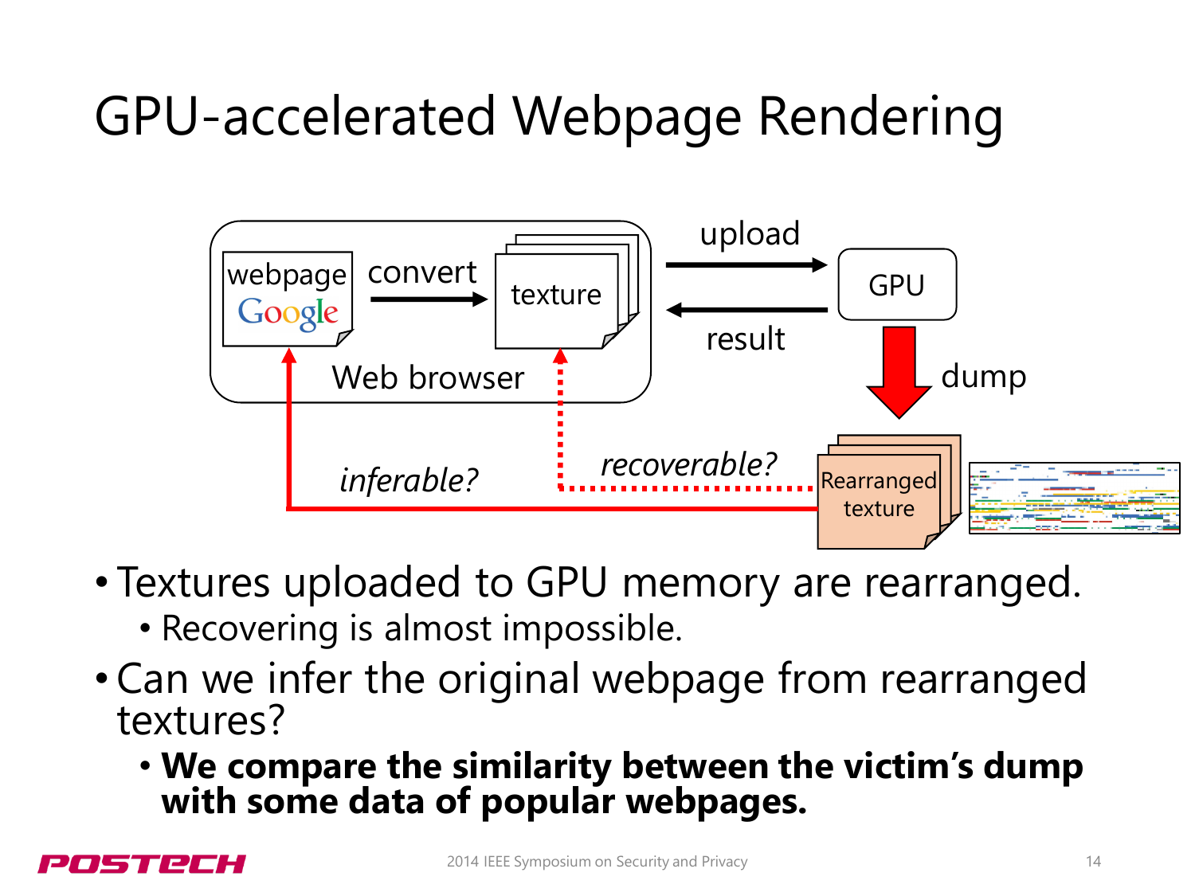# GPU-accelerated Webpage Rendering

webpage

Google

convert

texture

Web browser

upload

result

GPU

dump

inferable?

recoverable?

Rearranged texture

- Textures uploaded to GPU memory are rearranged.
  - Recovering is almost impossible.
- Can we infer the original webpage from rearranged textures?
  - **We compare the similarity between the victim's dump with some data of popular webpages.**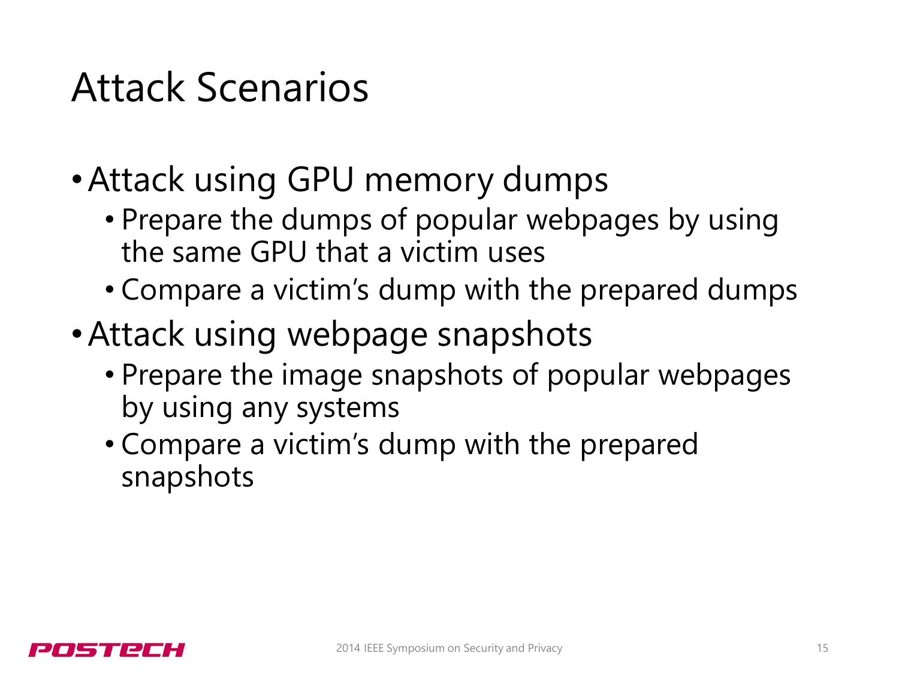# Attack Scenarios

- Attack using GPU memory dumps
  - Prepare the dumps of popular webpages by using the same GPU that a victim uses
  - Compare a victim's dump with the prepared dumps
- Attack using webpage snapshots
  - Prepare the image snapshots of popular webpages by using any systems
  - Compare a victim's dump with the prepared snapshots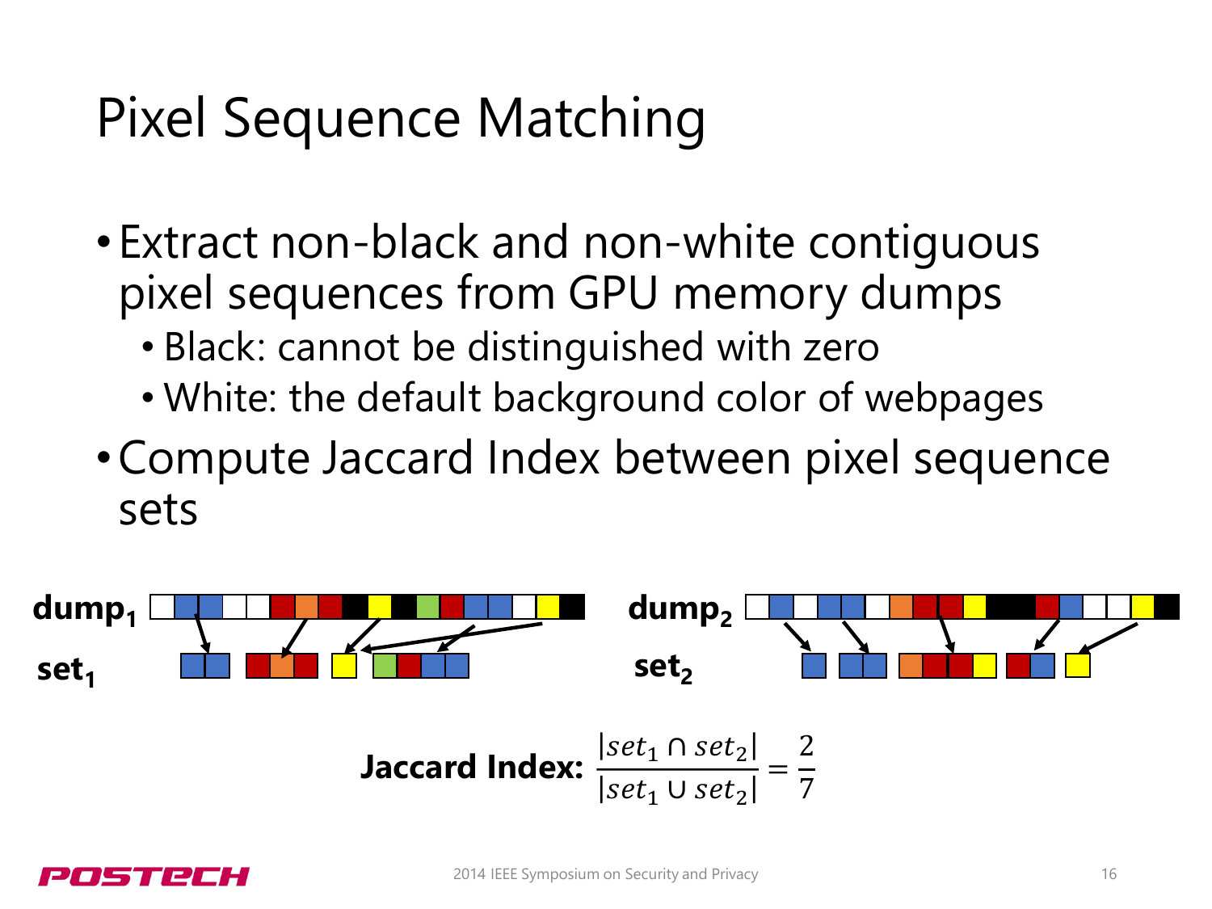# Pixel Sequence Matching

- Extract non-black and non-white contiguous pixel sequences from GPU memory dumps
  - Black: cannot be distinguished with zero
  - White: the default background color of webpages
- Compute Jaccard Index between pixel sequence sets

**dump$_1$**

**set$_1$**

**dump$_2$**

**set$_2$**

**Jaccard Index:** $\frac{|set_1 \cap set_2|}{|set_1 \cup set_2|} = \frac{2}{7}$

2014 IEEE Symposium on Security and Privacy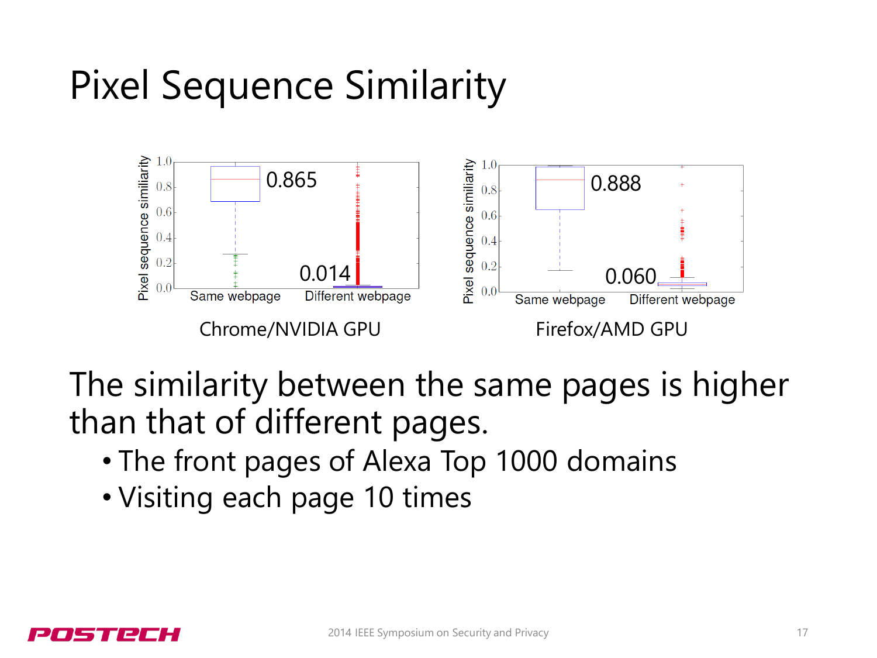# Pixel Sequence Similarity

Pixel sequence similarity

1.0
0.8
0.6
0.4
0.2
0.0

0.865

0.014

Same webpage
Different webpage

Chrome/NVIDIA GPU

Pixel sequence similarity

1.0
0.8
0.6
0.4
0.2
0.0

0.888

0.060

Same webpage
Different webpage

Firefox/AMD GPU

The similarity between the same pages is higher than that of different pages.

- The front pages of Alexa Top 1000 domains
- Visiting each page 10 times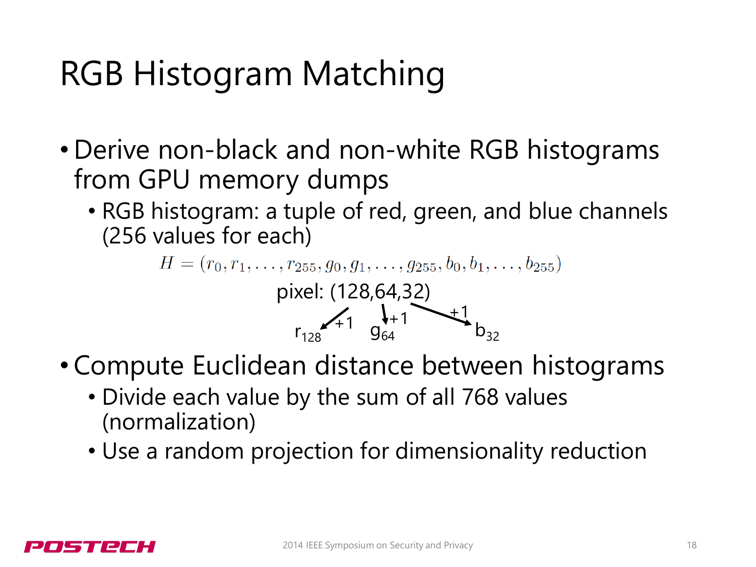# RGB Histogram Matching

- Derive non-black and non-white RGB histograms from GPU memory dumps
  - RGB histogram: a tuple of red, green, and blue channels (256 values for each)

$$H = (r_0, r_1, \ldots, r_{255}, g_0, g_1, \ldots, g_{255}, b_0, b_1, \ldots, b_{255})$$

pixel: (128,64,32)

+1 → $r_{128}$ &nbsp;&nbsp; +1 → $g_{64}$ &nbsp;&nbsp; +1 → $b_{32}$

- Compute Euclidean distance between histograms
  - Divide each value by the sum of all 768 values (normalization)
  - Use a random projection for dimensionality reduction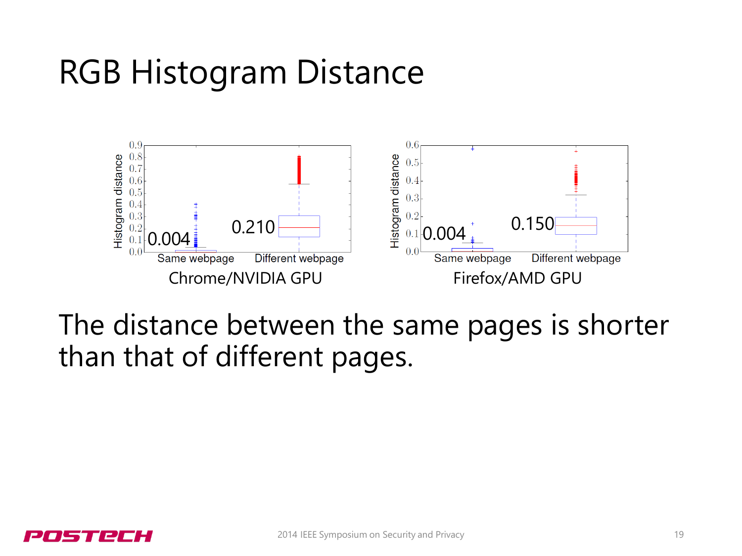# RGB Histogram Distance

Histogram distance
0.9
0.8
0.7
0.6
0.5
0.4
0.3
0.2
0.1
0.0
0.004
0.210
Same webpage
Different webpage
Chrome/NVIDIA GPU

Histogram distance
0.6
0.5
0.4
0.3
0.2
0.1
0.0
0.004
0.150
Same webpage
Different webpage
Firefox/AMD GPU

The distance between the same pages is shorter than that of different pages.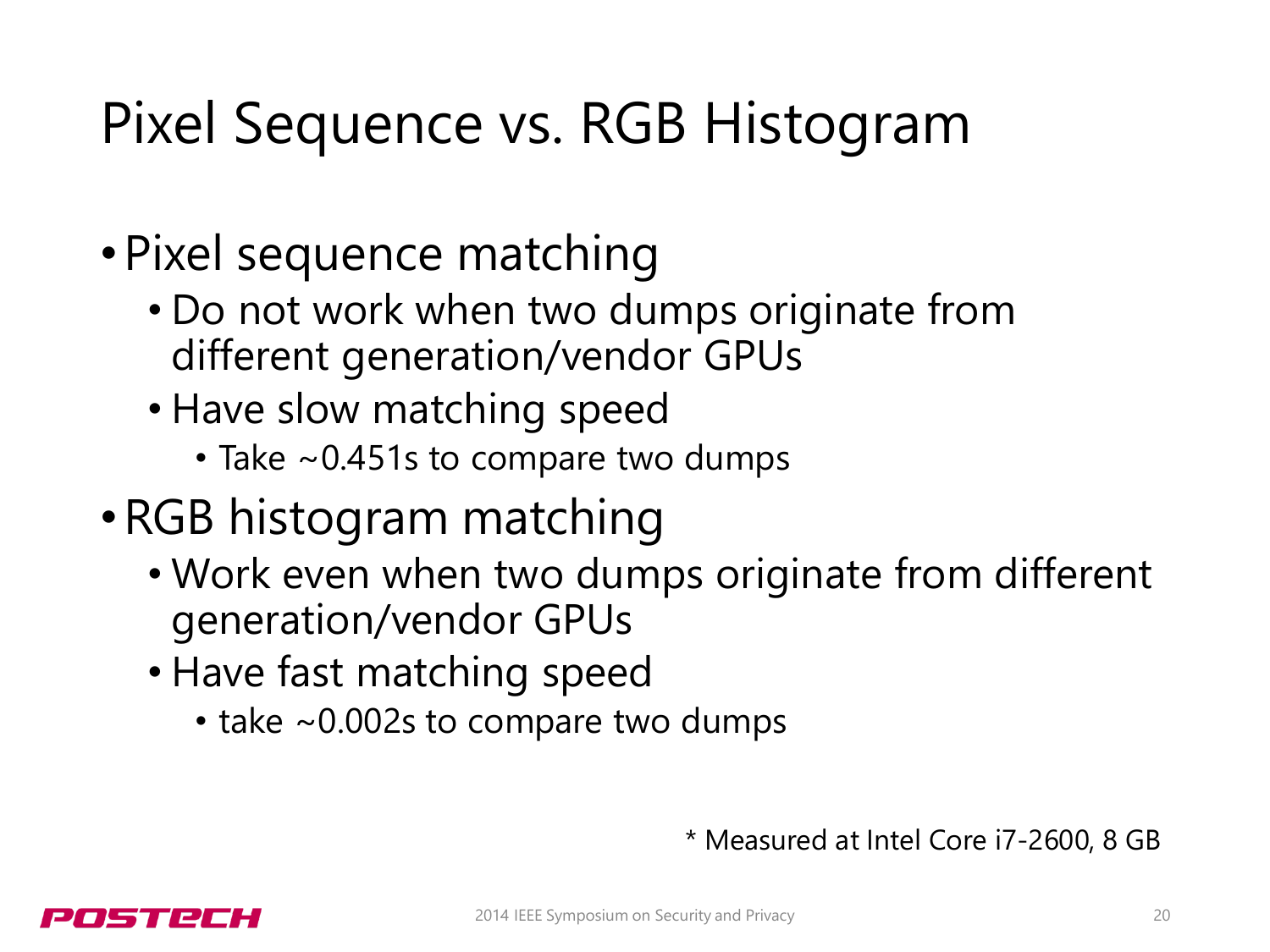# Pixel Sequence vs. RGB Histogram

- Pixel sequence matching
  - Do not work when two dumps originate from different generation/vendor GPUs
  - Have slow matching speed
    - Take ~0.451s to compare two dumps
- RGB histogram matching
  - Work even when two dumps originate from different generation/vendor GPUs
  - Have fast matching speed
    - take ~0.002s to compare two dumps

* Measured at Intel Core i7-2600, 8 GB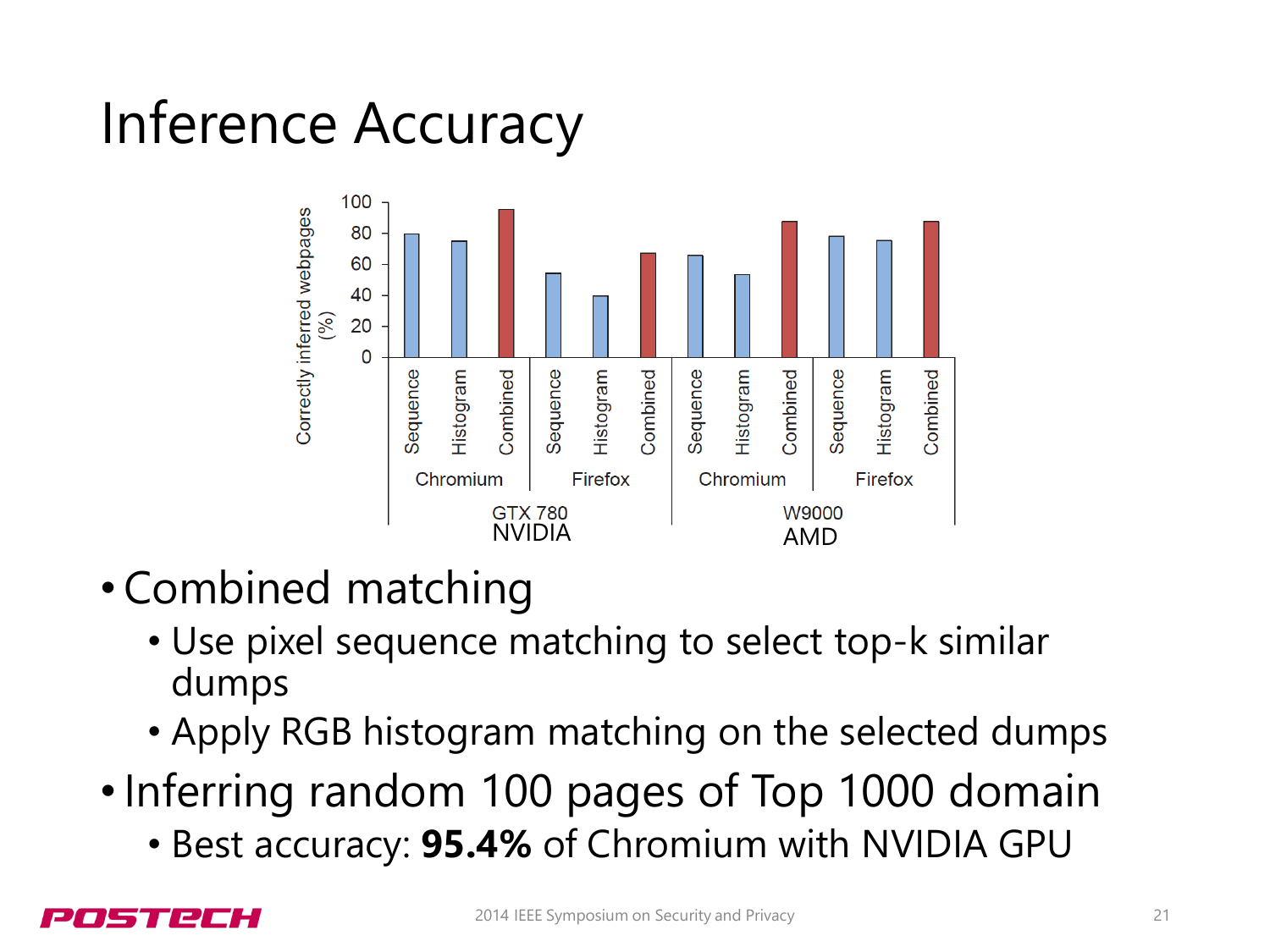# Inference Accuracy

Correctly inferred webpages (%)

100
80
60
40
20
0

Sequence
Histogram
Combined
Chromium

Sequence
Histogram
Combined
Firefox

Sequence
Histogram
Combined
Chromium

Sequence
Histogram
Combined
Firefox

GTX 780
NVIDIA

W9000
AMD

- Combined matching
  - Use pixel sequence matching to select top-k similar dumps
  - Apply RGB histogram matching on the selected dumps
- Inferring random 100 pages of Top 1000 domain
  - Best accuracy: **95.4%** of Chromium with NVIDIA GPU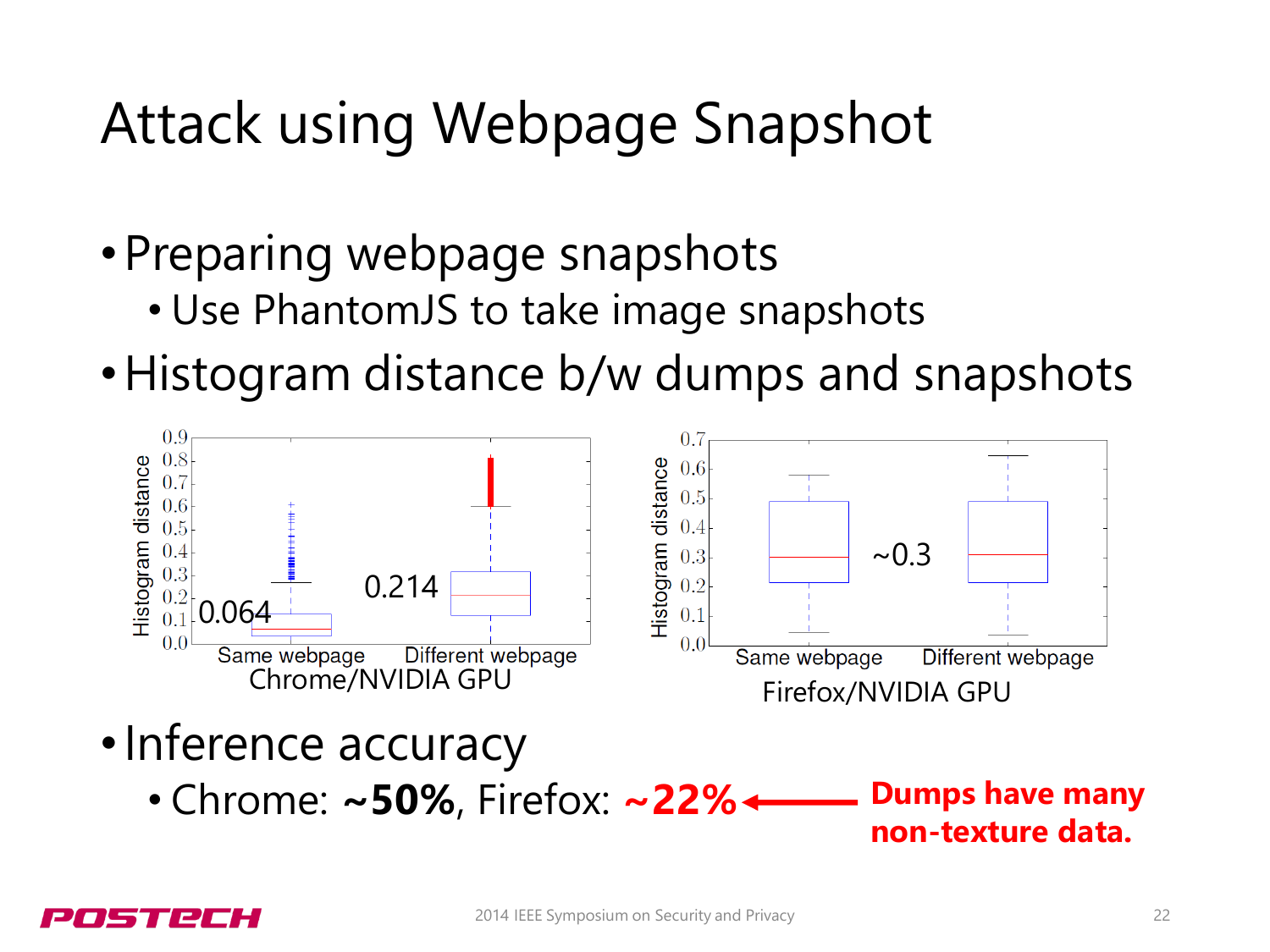# Attack using Webpage Snapshot

- Preparing webpage snapshots
  - Use PhantomJS to take image snapshots
- Histogram distance b/w dumps and snapshots

Histogram distance

0.064

0.214

Same webpage

Different webpage

Chrome/NVIDIA GPU

Histogram distance

~0.3

Same webpage

Different webpage

Firefox/NVIDIA GPU

- Inference accuracy
  - Chrome: **~50%**, Firefox: **~22%** ← **Dumps have many non-texture data.**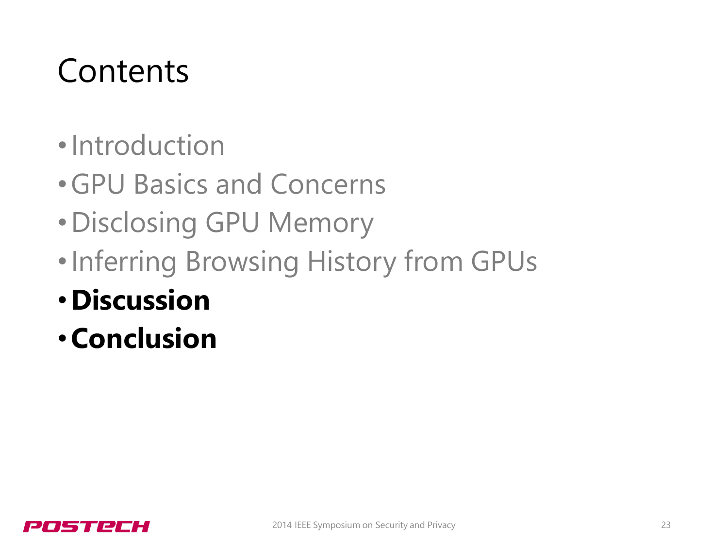# Contents

- Introduction
- GPU Basics and Concerns
- Disclosing GPU Memory
- Inferring Browsing History from GPUs
- **Discussion**
- **Conclusion**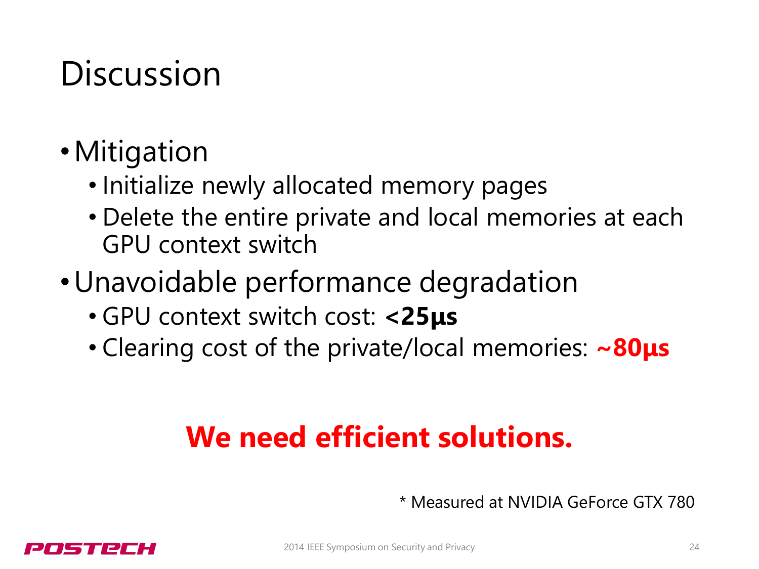# Discussion

- Mitigation
  - Initialize newly allocated memory pages
  - Delete the entire private and local memories at each GPU context switch
- Unavoidable performance degradation
  - GPU context switch cost: **<25μs**
  - Clearing cost of the private/local memories: **~80μs**

**We need efficient solutions.**

* Measured at NVIDIA GeForce GTX 780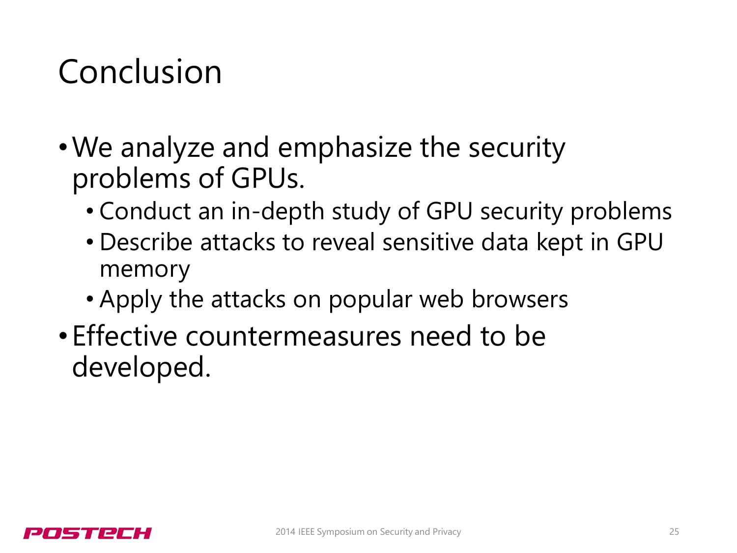# Conclusion

- We analyze and emphasize the security problems of GPUs.
  - Conduct an in-depth study of GPU security problems
  - Describe attacks to reveal sensitive data kept in GPU memory
  - Apply the attacks on popular web browsers
- Effective countermeasures need to be developed.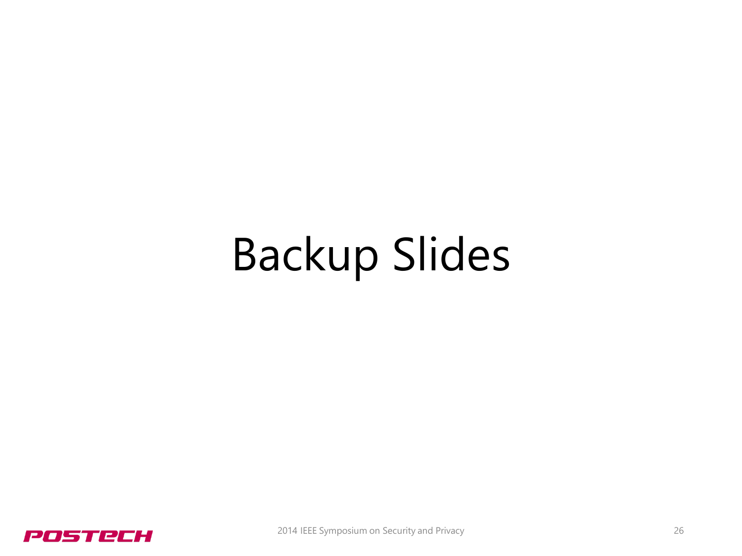# Backup Slides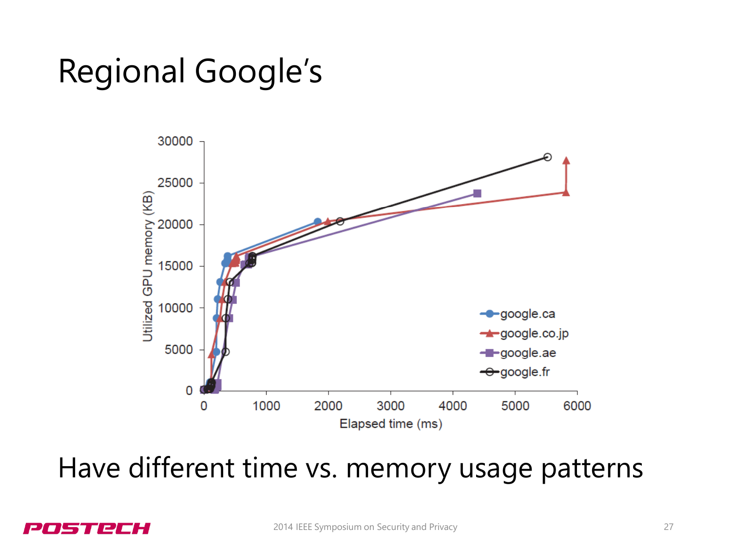# Regional Google's

Utilized GPU memory (KB)

30000
25000
20000
15000
10000
5000
0

0
1000
2000
3000
4000
5000
6000

Elapsed time (ms)

google.ca
google.co.jp
google.ae
google.fr

Have different time vs. memory usage patterns

POSTECH

2014 IEEE Symposium on Security and Privacy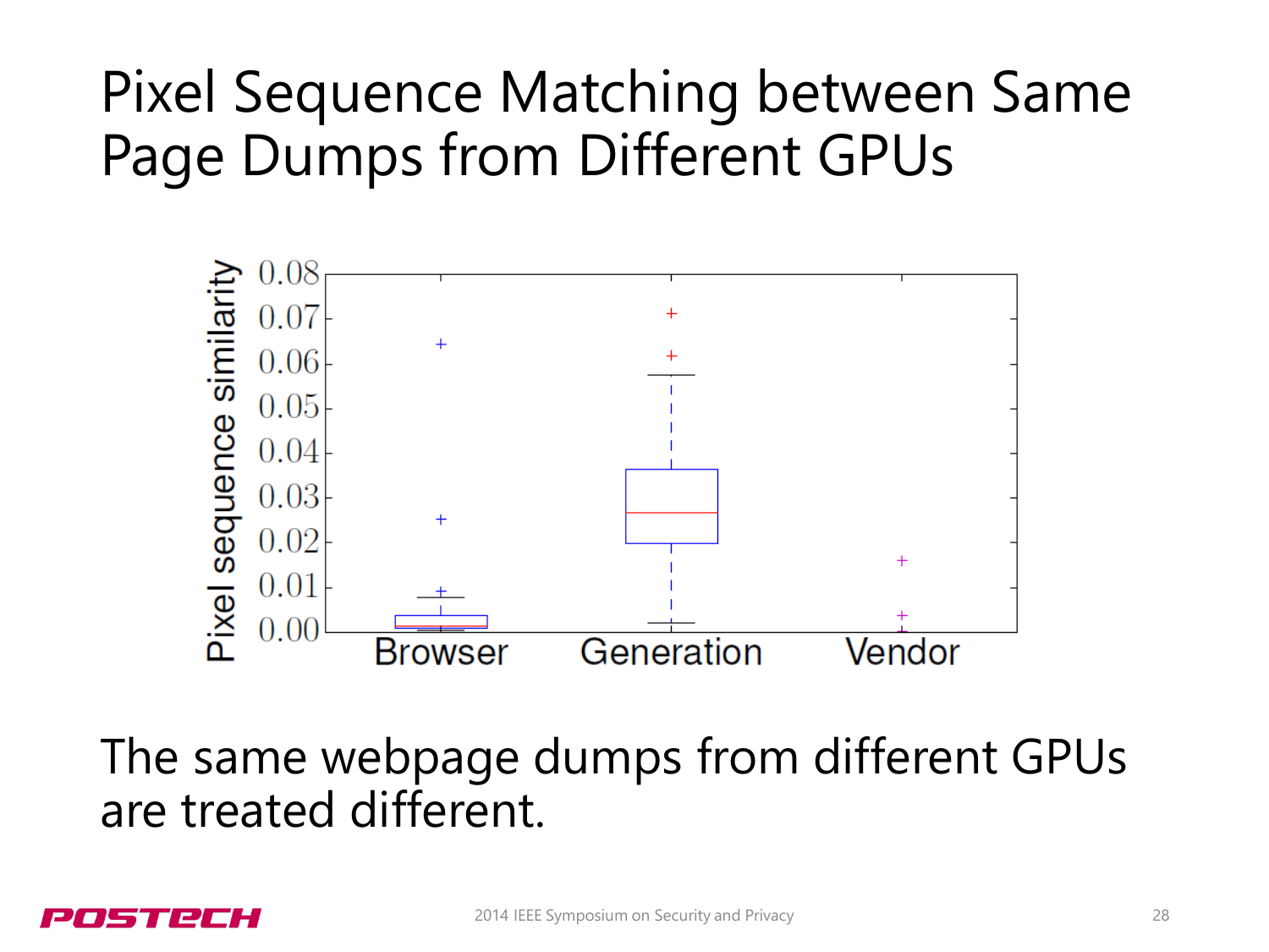# Pixel Sequence Matching between Same Page Dumps from Different GPUs

Pixel sequence similarity

0.08
0.07
0.06
0.05
0.04
0.03
0.02
0.01
0.00

Browser
Generation
Vendor

The same webpage dumps from different GPUs are treated different.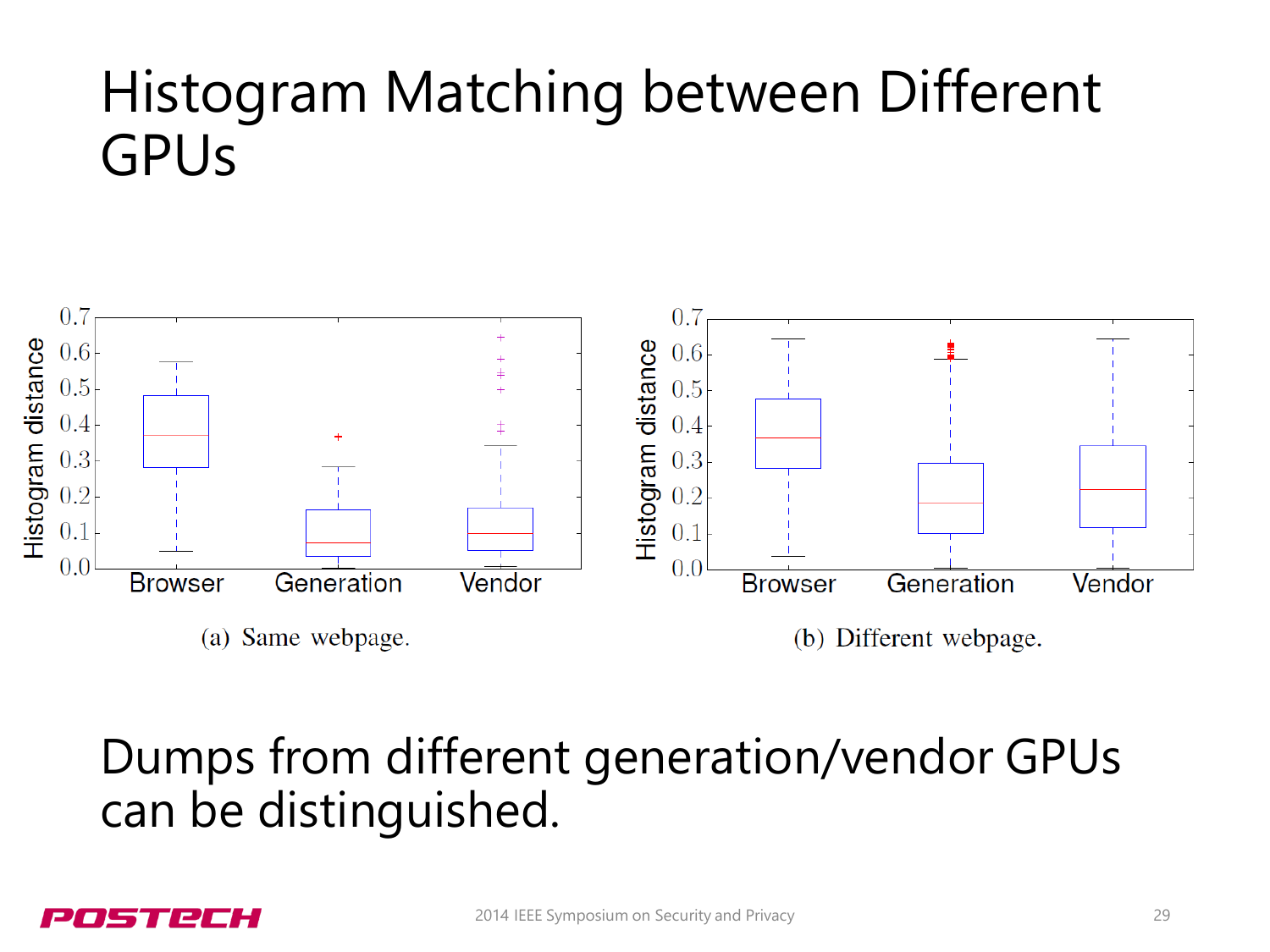# Histogram Matching between Different GPUs

Histogram distance

0.7
0.6
0.5
0.4
0.3
0.2
0.1
0.0

Browser Generation Vendor

(a) Same webpage.

Histogram distance

0.7
0.6
0.5
0.4
0.3
0.2
0.1
0.0

Browser Generation Vendor

(b) Different webpage.

Dumps from different generation/vendor GPUs can be distinguished.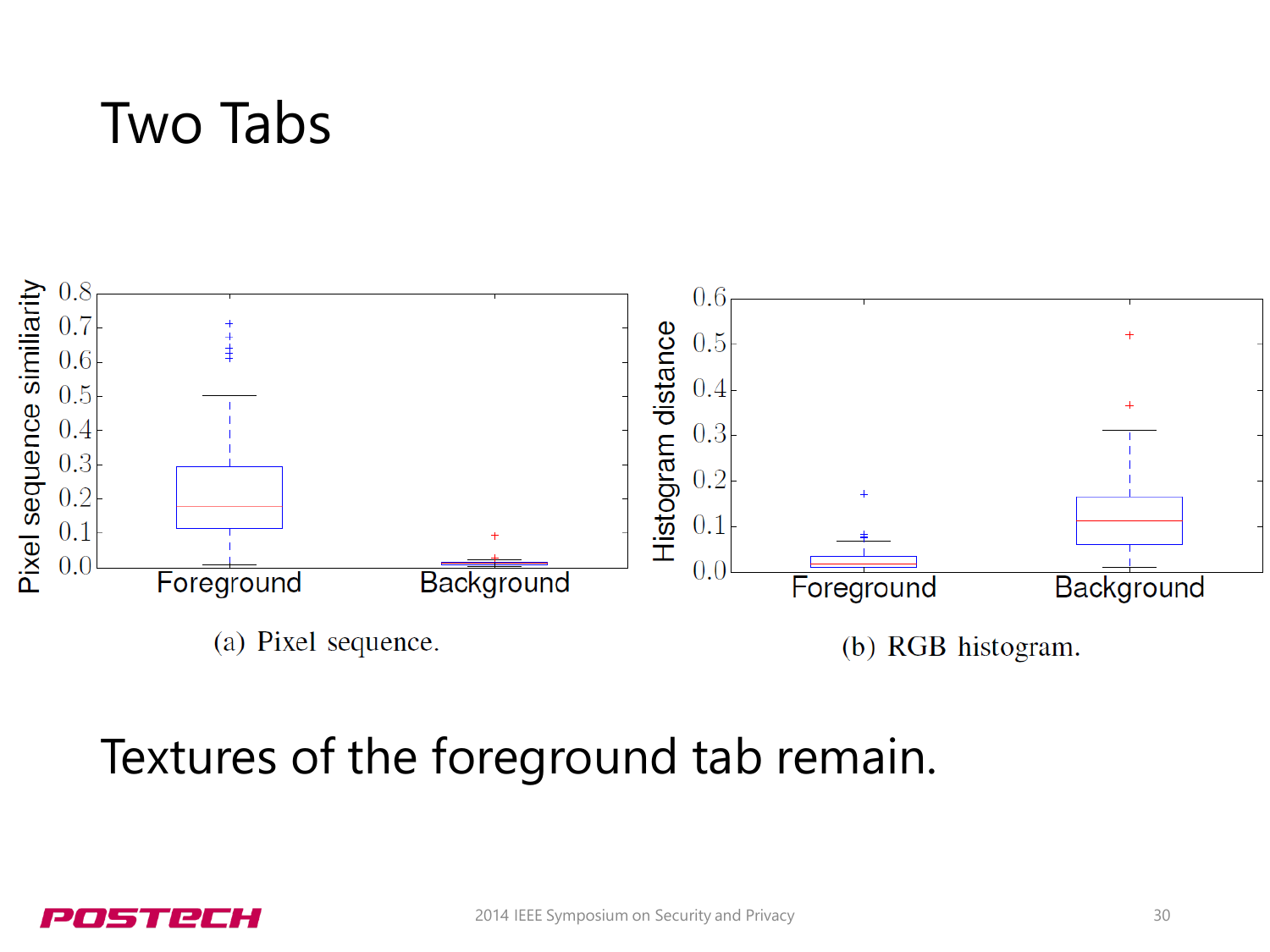# Two Tabs

Pixel sequence similarity

0.8
0.7
0.6
0.5
0.4
0.3
0.2
0.1
0.0

Foreground
Background

(a) Pixel sequence.

Histogram distance

0.6
0.5
0.4
0.3
0.2
0.1
0.0

Foreground
Background

(b) RGB histogram.

Textures of the foreground tab remain.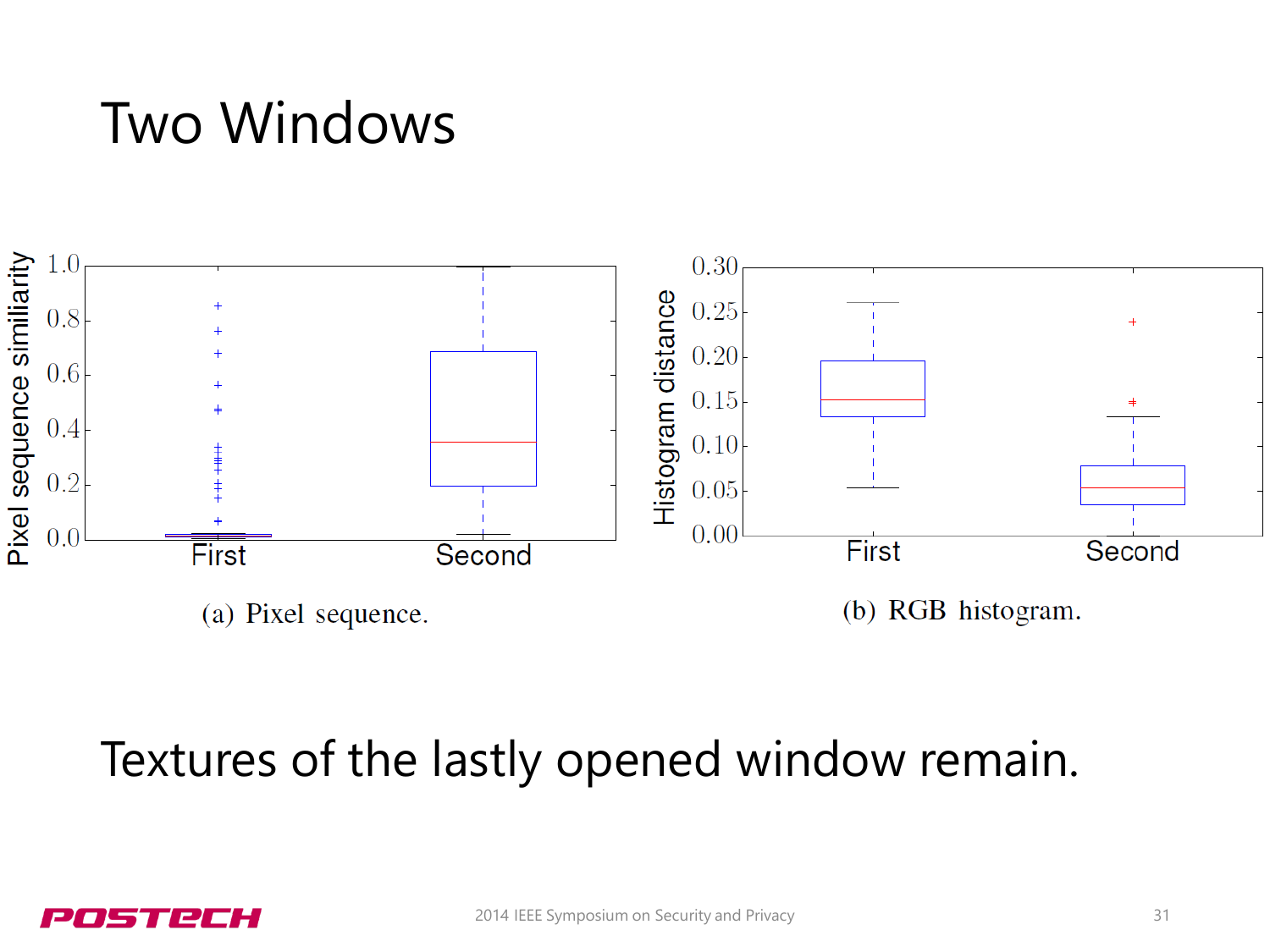# Two Windows

Pixel sequence similiarity

1.0
0.8
0.6
0.4
0.2
0.0

First
Second

(a) Pixel sequence.

Histogram distance

0.30
0.25
0.20
0.15
0.10
0.05
0.00

First
Second

(b) RGB histogram.

Textures of the lastly opened window remain.